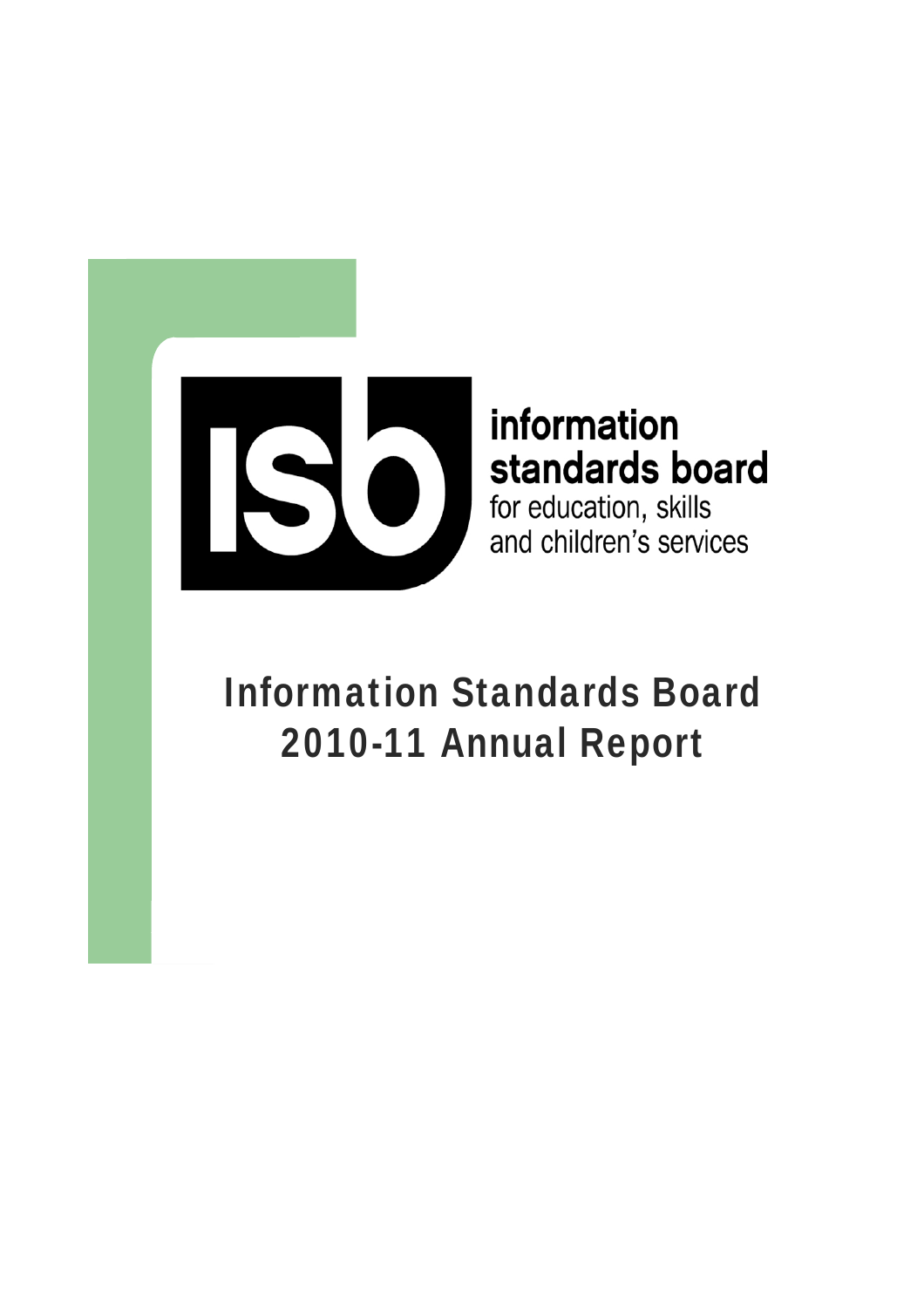isb

information standards board
for education, skills and children's services

# Information Standards Board 2010-11 Annual Report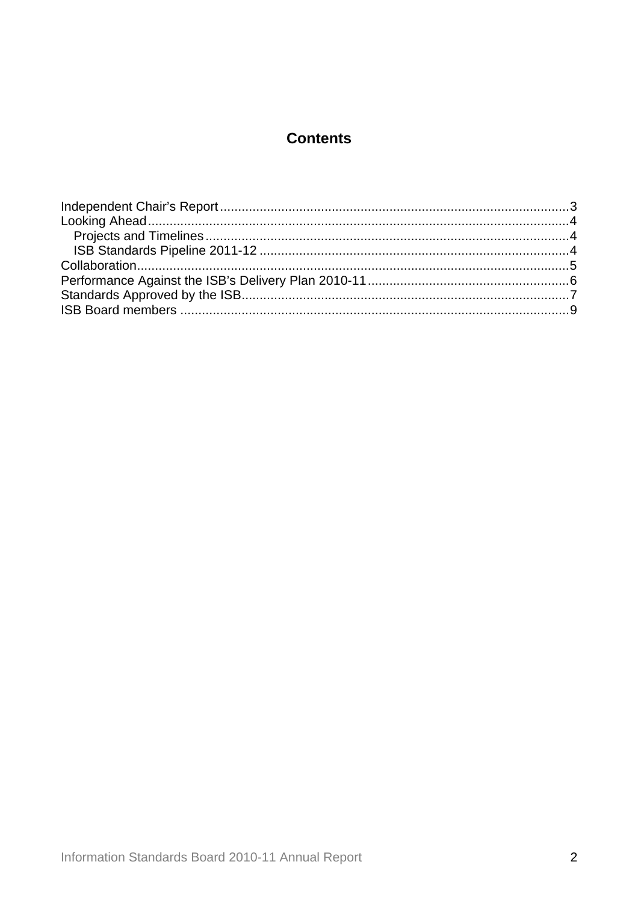# Contents

Independent Chair's Report................................................................................................3
Looking Ahead.....................................................................................................................4
    Projects and Timelines....................................................................................................4
    ISB Standards Pipeline 2011-12 .....................................................................................4
Collaboration.......................................................................................................................5
Performance Against the ISB's Delivery Plan 2010-11........................................................6
Standards Approved by the ISB...........................................................................................7
ISB Board members ............................................................................................................9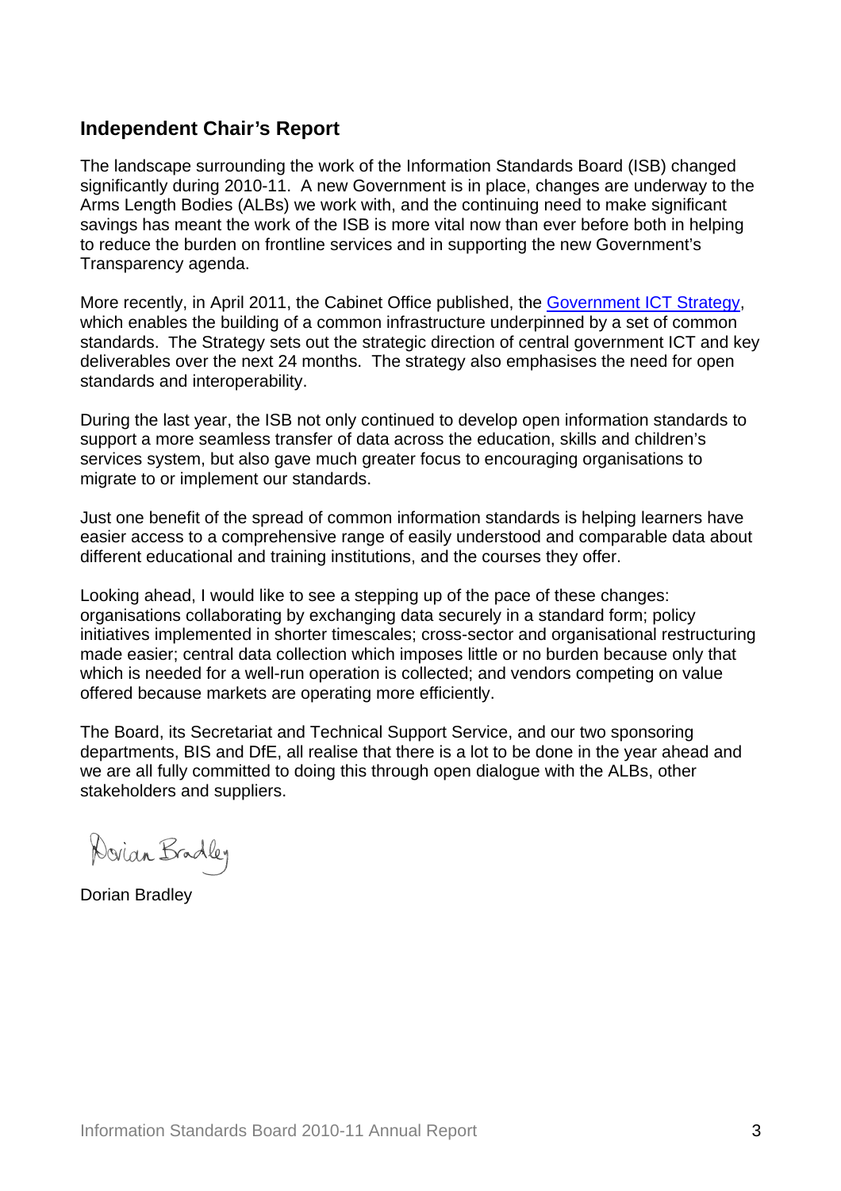## Independent Chair's Report

The landscape surrounding the work of the Information Standards Board (ISB) changed significantly during 2010-11. A new Government is in place, changes are underway to the Arms Length Bodies (ALBs) we work with, and the continuing need to make significant savings has meant the work of the ISB is more vital now than ever before both in helping to reduce the burden on frontline services and in supporting the new Government's Transparency agenda.

More recently, in April 2011, the Cabinet Office published, the Government ICT Strategy, which enables the building of a common infrastructure underpinned by a set of common standards. The Strategy sets out the strategic direction of central government ICT and key deliverables over the next 24 months. The strategy also emphasises the need for open standards and interoperability.

During the last year, the ISB not only continued to develop open information standards to support a more seamless transfer of data across the education, skills and children's services system, but also gave much greater focus to encouraging organisations to migrate to or implement our standards.

Just one benefit of the spread of common information standards is helping learners have easier access to a comprehensive range of easily understood and comparable data about different educational and training institutions, and the courses they offer.

Looking ahead, I would like to see a stepping up of the pace of these changes: organisations collaborating by exchanging data securely in a standard form; policy initiatives implemented in shorter timescales; cross-sector and organisational restructuring made easier; central data collection which imposes little or no burden because only that which is needed for a well-run operation is collected; and vendors competing on value offered because markets are operating more efficiently.

The Board, its Secretariat and Technical Support Service, and our two sponsoring departments, BIS and DfE, all realise that there is a lot to be done in the year ahead and we are all fully committed to doing this through open dialogue with the ALBs, other stakeholders and suppliers.

Dorian Bradley

Dorian Bradley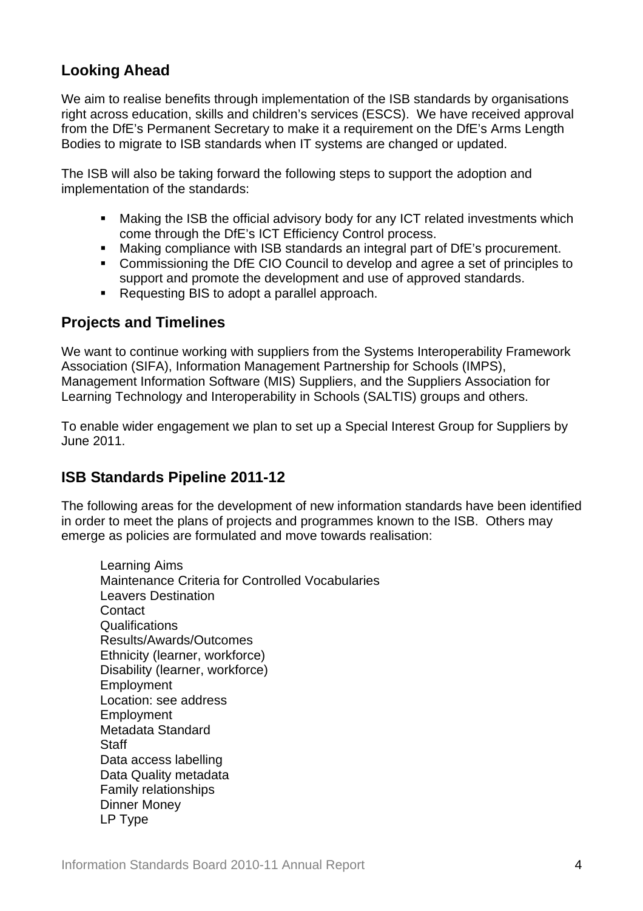## Looking Ahead

We aim to realise benefits through implementation of the ISB standards by organisations right across education, skills and children's services (ESCS). We have received approval from the DfE's Permanent Secretary to make it a requirement on the DfE's Arms Length Bodies to migrate to ISB standards when IT systems are changed or updated.

The ISB will also be taking forward the following steps to support the adoption and implementation of the standards:

- Making the ISB the official advisory body for any ICT related investments which come through the DfE's ICT Efficiency Control process.
- Making compliance with ISB standards an integral part of DfE's procurement.
- Commissioning the DfE CIO Council to develop and agree a set of principles to support and promote the development and use of approved standards.
- Requesting BIS to adopt a parallel approach.

## Projects and Timelines

We want to continue working with suppliers from the Systems Interoperability Framework Association (SIFA), Information Management Partnership for Schools (IMPS), Management Information Software (MIS) Suppliers, and the Suppliers Association for Learning Technology and Interoperability in Schools (SALTIS) groups and others.

To enable wider engagement we plan to set up a Special Interest Group for Suppliers by June 2011.

## ISB Standards Pipeline 2011-12

The following areas for the development of new information standards have been identified in order to meet the plans of projects and programmes known to the ISB. Others may emerge as policies are formulated and move towards realisation:

Learning Aims
Maintenance Criteria for Controlled Vocabularies
Leavers Destination
Contact
Qualifications
Results/Awards/Outcomes
Ethnicity (learner, workforce)
Disability (learner, workforce)
Employment
Location: see address
Employment
Metadata Standard
Staff
Data access labelling
Data Quality metadata
Family relationships
Dinner Money
LP Type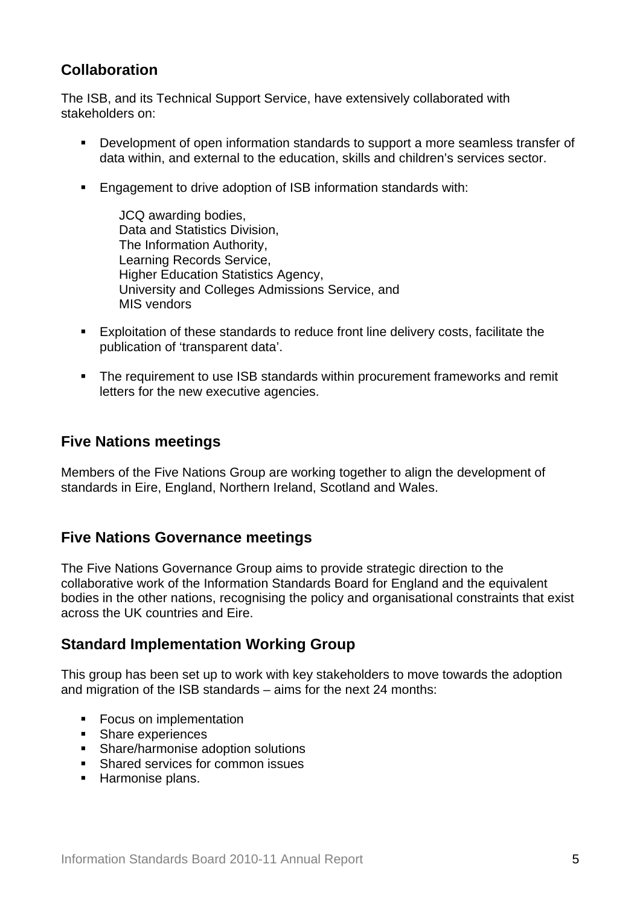## Collaboration

The ISB, and its Technical Support Service, have extensively collaborated with stakeholders on:

- Development of open information standards to support a more seamless transfer of data within, and external to the education, skills and children's services sector.
- Engagement to drive adoption of ISB information standards with:

  JCQ awarding bodies,
  Data and Statistics Division,
  The Information Authority,
  Learning Records Service,
  Higher Education Statistics Agency,
  University and Colleges Admissions Service, and
  MIS vendors

- Exploitation of these standards to reduce front line delivery costs, facilitate the publication of 'transparent data'.
- The requirement to use ISB standards within procurement frameworks and remit letters for the new executive agencies.

## Five Nations meetings

Members of the Five Nations Group are working together to align the development of standards in Eire, England, Northern Ireland, Scotland and Wales.

## Five Nations Governance meetings

The Five Nations Governance Group aims to provide strategic direction to the collaborative work of the Information Standards Board for England and the equivalent bodies in the other nations, recognising the policy and organisational constraints that exist across the UK countries and Eire.

## Standard Implementation Working Group

This group has been set up to work with key stakeholders to move towards the adoption and migration of the ISB standards – aims for the next 24 months:

- Focus on implementation
- Share experiences
- Share/harmonise adoption solutions
- Shared services for common issues
- Harmonise plans.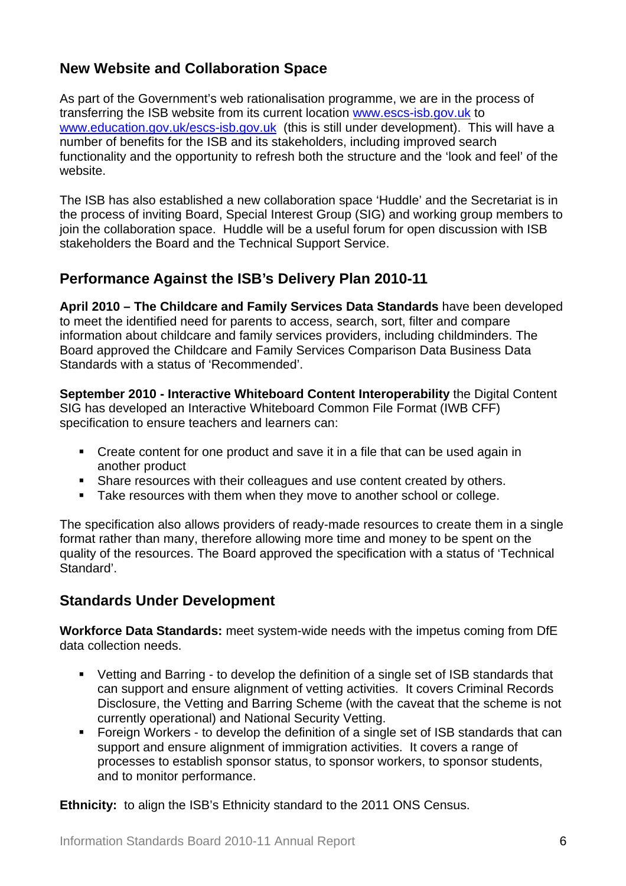## New Website and Collaboration Space

As part of the Government's web rationalisation programme, we are in the process of transferring the ISB website from its current location [www.escs-isb.gov.uk](http://www.escs-isb.gov.uk) to [www.education.gov.uk/escs-isb.gov.uk](http://www.education.gov.uk/escs-isb.gov.uk) (this is still under development). This will have a number of benefits for the ISB and its stakeholders, including improved search functionality and the opportunity to refresh both the structure and the 'look and feel' of the website.

The ISB has also established a new collaboration space 'Huddle' and the Secretariat is in the process of inviting Board, Special Interest Group (SIG) and working group members to join the collaboration space. Huddle will be a useful forum for open discussion with ISB stakeholders the Board and the Technical Support Service.

## Performance Against the ISB's Delivery Plan 2010-11

**April 2010 – The Childcare and Family Services Data Standards** have been developed to meet the identified need for parents to access, search, sort, filter and compare information about childcare and family services providers, including childminders. The Board approved the Childcare and Family Services Comparison Data Business Data Standards with a status of 'Recommended'.

**September 2010 - Interactive Whiteboard Content Interoperability** the Digital Content SIG has developed an Interactive Whiteboard Common File Format (IWB CFF) specification to ensure teachers and learners can:

- Create content for one product and save it in a file that can be used again in another product
- Share resources with their colleagues and use content created by others.
- Take resources with them when they move to another school or college.

The specification also allows providers of ready-made resources to create them in a single format rather than many, therefore allowing more time and money to be spent on the quality of the resources. The Board approved the specification with a status of 'Technical Standard'.

## Standards Under Development

**Workforce Data Standards:** meet system-wide needs with the impetus coming from DfE data collection needs.

- Vetting and Barring - to develop the definition of a single set of ISB standards that can support and ensure alignment of vetting activities. It covers Criminal Records Disclosure, the Vetting and Barring Scheme (with the caveat that the scheme is not currently operational) and National Security Vetting.
- Foreign Workers - to develop the definition of a single set of ISB standards that can support and ensure alignment of immigration activities. It covers a range of processes to establish sponsor status, to sponsor workers, to sponsor students, and to monitor performance.

**Ethnicity:** to align the ISB's Ethnicity standard to the 2011 ONS Census.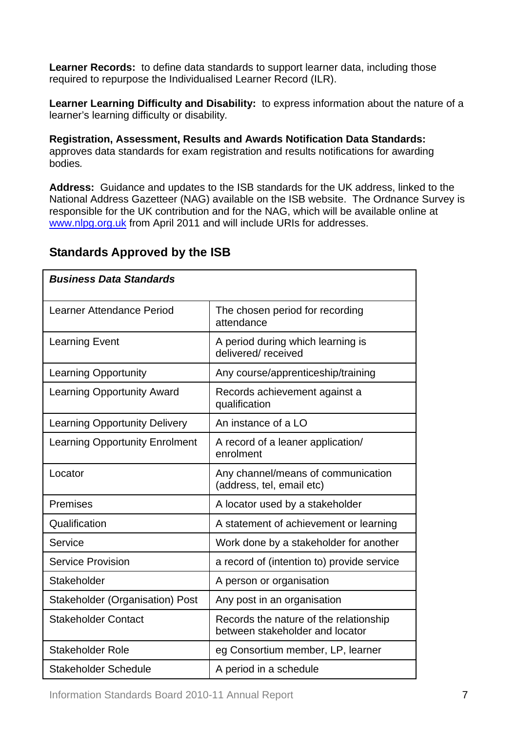**Learner Records:** to define data standards to support learner data, including those required to repurpose the Individualised Learner Record (ILR).

**Learner Learning Difficulty and Disability:** to express information about the nature of a learner's learning difficulty or disability.

**Registration, Assessment, Results and Awards Notification Data Standards:** approves data standards for exam registration and results notifications for awarding bodies.

**Address:** Guidance and updates to the ISB standards for the UK address, linked to the National Address Gazetteer (NAG) available on the ISB website. The Ordnance Survey is responsible for the UK contribution and for the NAG, which will be available online at www.nlpg.org.uk from April 2011 and will include URIs for addresses.

## Standards Approved by the ISB

| ***Business Data Standards*** | |
|---|---|
| Learner Attendance Period | The chosen period for recording attendance |
| Learning Event | A period during which learning is delivered/ received |
| Learning Opportunity | Any course/apprenticeship/training |
| Learning Opportunity Award | Records achievement against a qualification |
| Learning Opportunity Delivery | An instance of a LO |
| Learning Opportunity Enrolment | A record of a leaner application/ enrolment |
| Locator | Any channel/means of communication (address, tel, email etc) |
| Premises | A locator used by a stakeholder |
| Qualification | A statement of achievement or learning |
| Service | Work done by a stakeholder for another |
| Service Provision | a record of (intention to) provide service |
| Stakeholder | A person or organisation |
| Stakeholder (Organisation) Post | Any post in an organisation |
| Stakeholder Contact | Records the nature of the relationship between stakeholder and locator |
| Stakeholder Role | eg Consortium member, LP, learner |
| Stakeholder Schedule | A period in a schedule |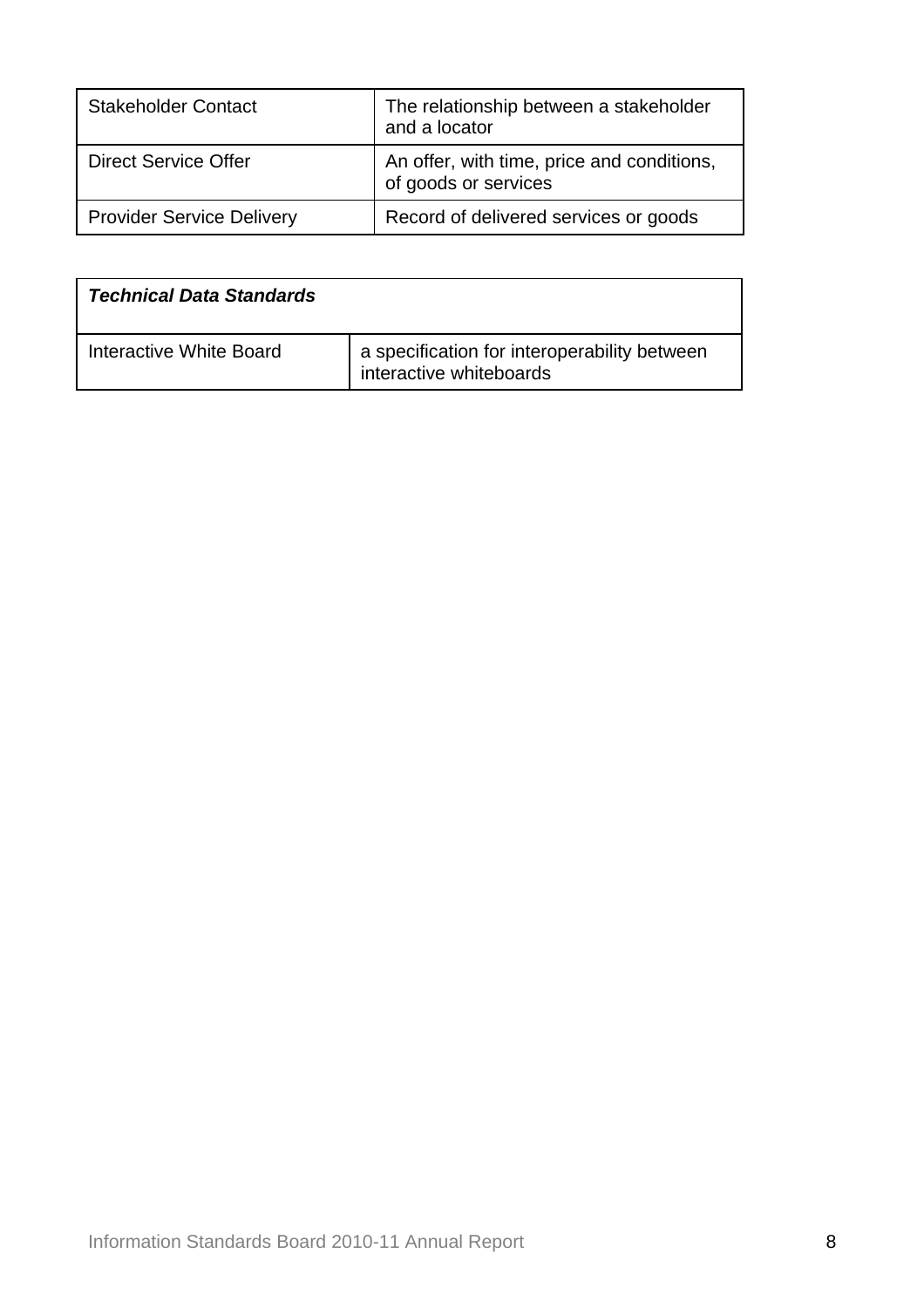| | |
|---|---|
| Stakeholder Contact | The relationship between a stakeholder and a locator |
| Direct Service Offer | An offer, with time, price and conditions, of goods or services |
| Provider Service Delivery | Record of delivered services or goods |

| ***Technical Data Standards*** | |
|---|---|
| Interactive White Board | a specification for interoperability between interactive whiteboards |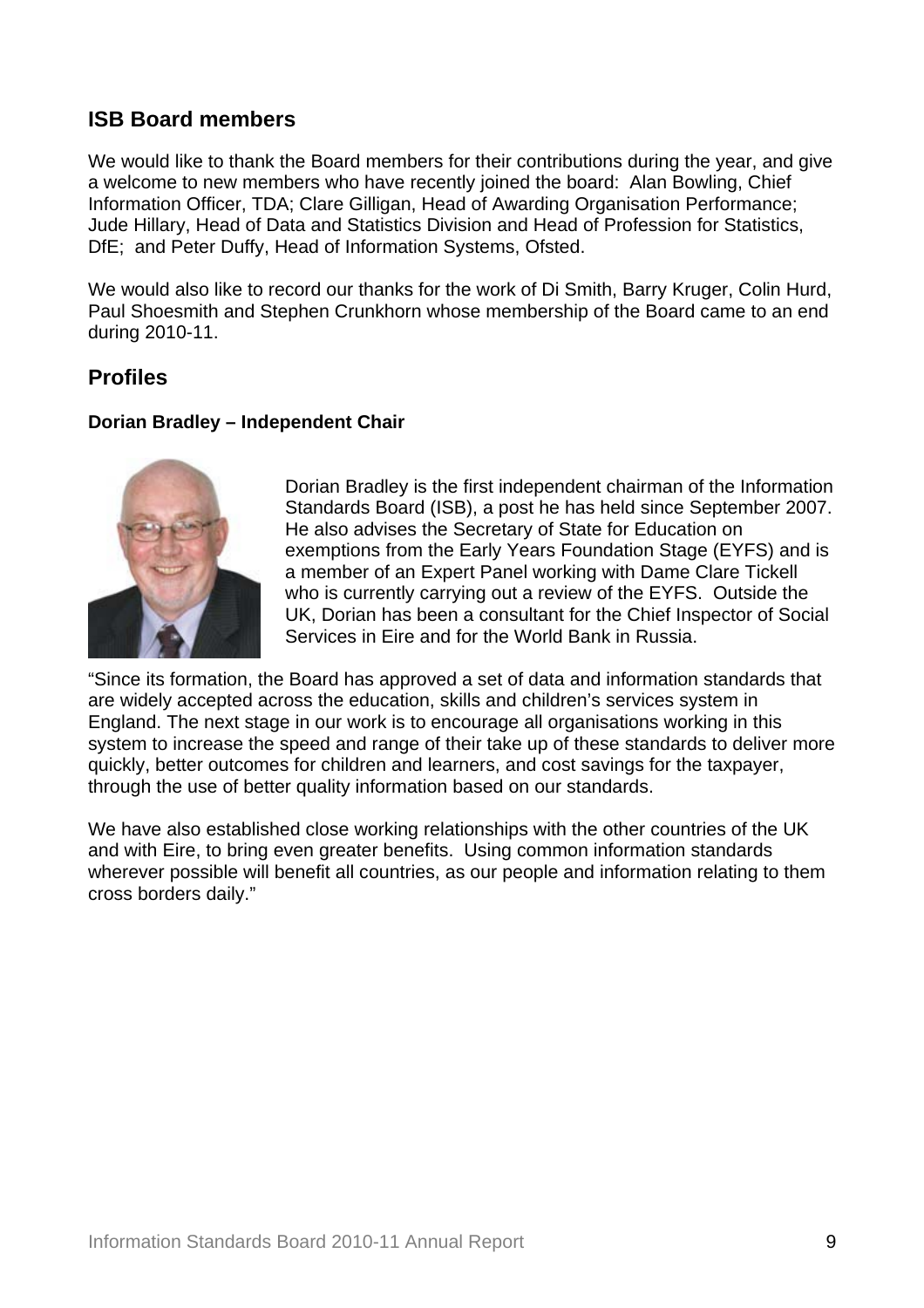## ISB Board members

We would like to thank the Board members for their contributions during the year, and give a welcome to new members who have recently joined the board: Alan Bowling, Chief Information Officer, TDA; Clare Gilligan, Head of Awarding Organisation Performance; Jude Hillary, Head of Data and Statistics Division and Head of Profession for Statistics, DfE; and Peter Duffy, Head of Information Systems, Ofsted.

We would also like to record our thanks for the work of Di Smith, Barry Kruger, Colin Hurd, Paul Shoesmith and Stephen Crunkhorn whose membership of the Board came to an end during 2010-11.

## Profiles

**Dorian Bradley – Independent Chair**

Dorian Bradley is the first independent chairman of the Information Standards Board (ISB), a post he has held since September 2007. He also advises the Secretary of State for Education on exemptions from the Early Years Foundation Stage (EYFS) and is a member of an Expert Panel working with Dame Clare Tickell who is currently carrying out a review of the EYFS. Outside the UK, Dorian has been a consultant for the Chief Inspector of Social Services in Eire and for the World Bank in Russia.

"Since its formation, the Board has approved a set of data and information standards that are widely accepted across the education, skills and children's services system in England. The next stage in our work is to encourage all organisations working in this system to increase the speed and range of their take up of these standards to deliver more quickly, better outcomes for children and learners, and cost savings for the taxpayer, through the use of better quality information based on our standards.

We have also established close working relationships with the other countries of the UK and with Eire, to bring even greater benefits. Using common information standards wherever possible will benefit all countries, as our people and information relating to them cross borders daily."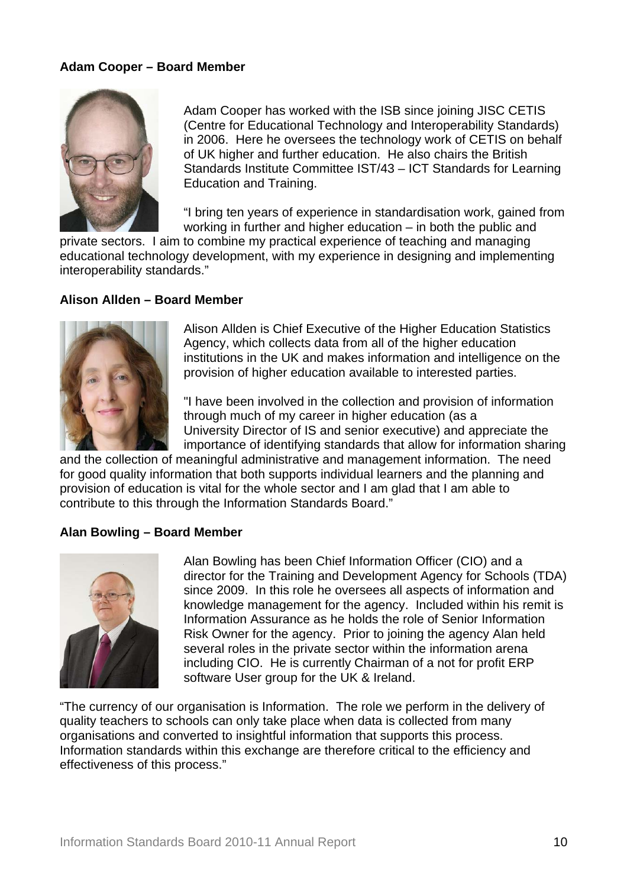**Adam Cooper – Board Member**

Adam Cooper has worked with the ISB since joining JISC CETIS (Centre for Educational Technology and Interoperability Standards) in 2006. Here he oversees the technology work of CETIS on behalf of UK higher and further education. He also chairs the British Standards Institute Committee IST/43 – ICT Standards for Learning Education and Training.

"I bring ten years of experience in standardisation work, gained from working in further and higher education – in both the public and private sectors. I aim to combine my practical experience of teaching and managing educational technology development, with my experience in designing and implementing interoperability standards."

**Alison Allden – Board Member**

Alison Allden is Chief Executive of the Higher Education Statistics Agency, which collects data from all of the higher education institutions in the UK and makes information and intelligence on the provision of higher education available to interested parties.

"I have been involved in the collection and provision of information through much of my career in higher education (as a University Director of IS and senior executive) and appreciate the importance of identifying standards that allow for information sharing and the collection of meaningful administrative and management information. The need for good quality information that both supports individual learners and the planning and provision of education is vital for the whole sector and I am glad that I am able to contribute to this through the Information Standards Board."

**Alan Bowling – Board Member**

Alan Bowling has been Chief Information Officer (CIO) and a director for the Training and Development Agency for Schools (TDA) since 2009. In this role he oversees all aspects of information and knowledge management for the agency. Included within his remit is Information Assurance as he holds the role of Senior Information Risk Owner for the agency. Prior to joining the agency Alan held several roles in the private sector within the information arena including CIO. He is currently Chairman of a not for profit ERP software User group for the UK & Ireland.

"The currency of our organisation is Information. The role we perform in the delivery of quality teachers to schools can only take place when data is collected from many organisations and converted to insightful information that supports this process. Information standards within this exchange are therefore critical to the efficiency and effectiveness of this process."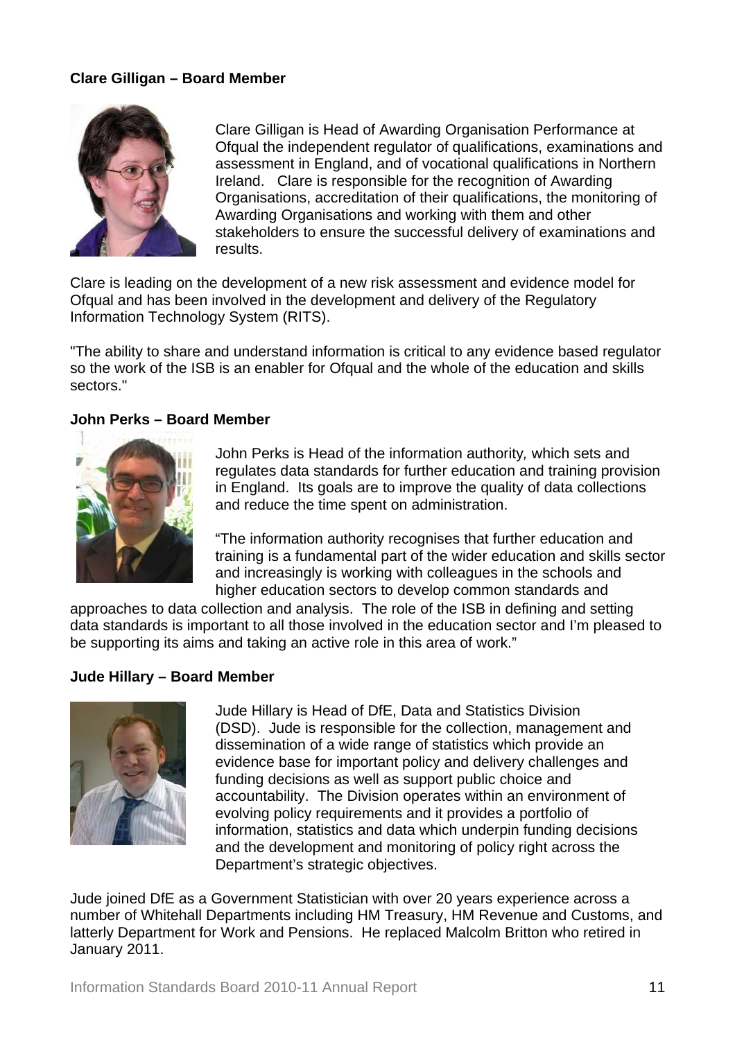**Clare Gilligan – Board Member**

Clare Gilligan is Head of Awarding Organisation Performance at Ofqual the independent regulator of qualifications, examinations and assessment in England, and of vocational qualifications in Northern Ireland. Clare is responsible for the recognition of Awarding Organisations, accreditation of their qualifications, the monitoring of Awarding Organisations and working with them and other stakeholders to ensure the successful delivery of examinations and results.

Clare is leading on the development of a new risk assessment and evidence model for Ofqual and has been involved in the development and delivery of the Regulatory Information Technology System (RITS).

"The ability to share and understand information is critical to any evidence based regulator so the work of the ISB is an enabler for Ofqual and the whole of the education and skills sectors."

**John Perks – Board Member**

John Perks is Head of the information authority, which sets and regulates data standards for further education and training provision in England. Its goals are to improve the quality of data collections and reduce the time spent on administration.

"The information authority recognises that further education and training is a fundamental part of the wider education and skills sector and increasingly is working with colleagues in the schools and higher education sectors to develop common standards and approaches to data collection and analysis. The role of the ISB in defining and setting data standards is important to all those involved in the education sector and I'm pleased to be supporting its aims and taking an active role in this area of work."

**Jude Hillary – Board Member**

Jude Hillary is Head of DfE, Data and Statistics Division (DSD). Jude is responsible for the collection, management and dissemination of a wide range of statistics which provide an evidence base for important policy and delivery challenges and funding decisions as well as support public choice and accountability. The Division operates within an environment of evolving policy requirements and it provides a portfolio of information, statistics and data which underpin funding decisions and the development and monitoring of policy right across the Department's strategic objectives.

Jude joined DfE as a Government Statistician with over 20 years experience across a number of Whitehall Departments including HM Treasury, HM Revenue and Customs, and latterly Department for Work and Pensions. He replaced Malcolm Britton who retired in January 2011.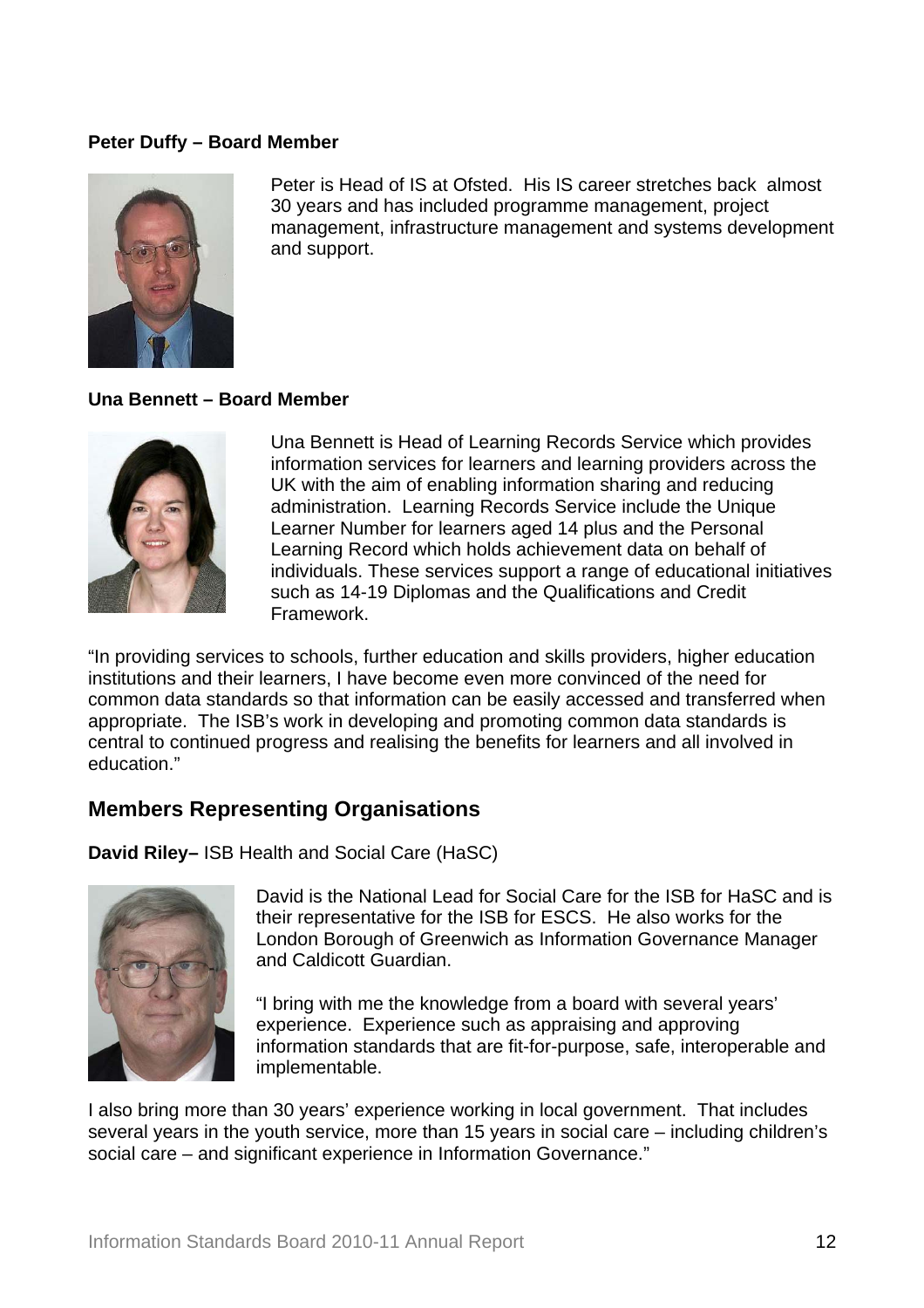**Peter Duffy – Board Member**

Peter is Head of IS at Ofsted. His IS career stretches back almost 30 years and has included programme management, project management, infrastructure management and systems development and support.

**Una Bennett – Board Member**

Una Bennett is Head of Learning Records Service which provides information services for learners and learning providers across the UK with the aim of enabling information sharing and reducing administration. Learning Records Service include the Unique Learner Number for learners aged 14 plus and the Personal Learning Record which holds achievement data on behalf of individuals. These services support a range of educational initiatives such as 14-19 Diplomas and the Qualifications and Credit Framework.

"In providing services to schools, further education and skills providers, higher education institutions and their learners, I have become even more convinced of the need for common data standards so that information can be easily accessed and transferred when appropriate. The ISB's work in developing and promoting common data standards is central to continued progress and realising the benefits for learners and all involved in education."

## Members Representing Organisations

**David Riley–** ISB Health and Social Care (HaSC)

David is the National Lead for Social Care for the ISB for HaSC and is their representative for the ISB for ESCS. He also works for the London Borough of Greenwich as Information Governance Manager and Caldicott Guardian.

"I bring with me the knowledge from a board with several years' experience. Experience such as appraising and approving information standards that are fit-for-purpose, safe, interoperable and implementable.

I also bring more than 30 years' experience working in local government. That includes several years in the youth service, more than 15 years in social care – including children's social care – and significant experience in Information Governance."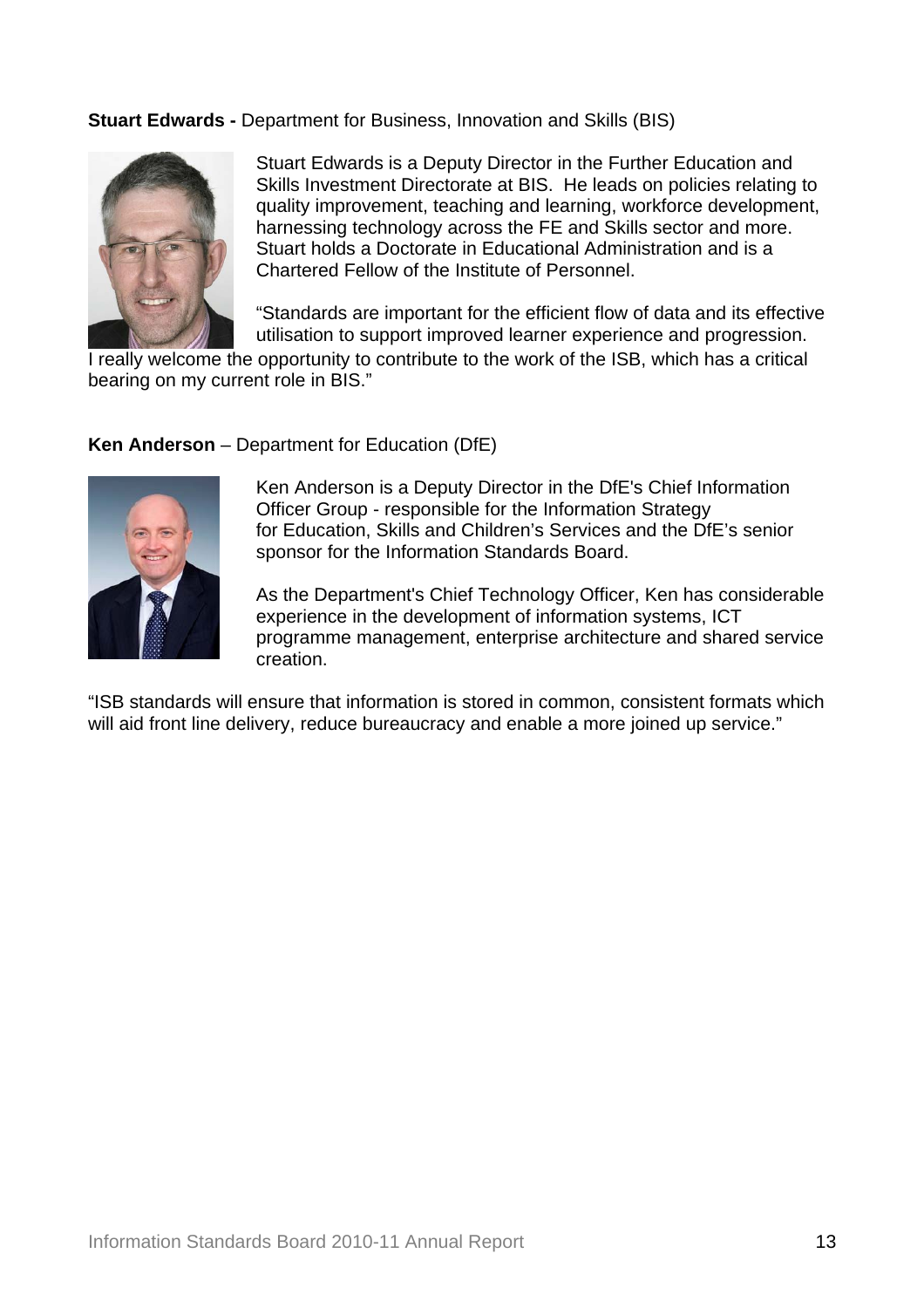**Stuart Edwards -** Department for Business, Innovation and Skills (BIS)

Stuart Edwards is a Deputy Director in the Further Education and Skills Investment Directorate at BIS. He leads on policies relating to quality improvement, teaching and learning, workforce development, harnessing technology across the FE and Skills sector and more. Stuart holds a Doctorate in Educational Administration and is a Chartered Fellow of the Institute of Personnel.

"Standards are important for the efficient flow of data and its effective utilisation to support improved learner experience and progression. I really welcome the opportunity to contribute to the work of the ISB, which has a critical bearing on my current role in BIS."

**Ken Anderson** – Department for Education (DfE)

Ken Anderson is a Deputy Director in the DfE's Chief Information Officer Group - responsible for the Information Strategy for Education, Skills and Children's Services and the DfE's senior sponsor for the Information Standards Board.

As the Department's Chief Technology Officer, Ken has considerable experience in the development of information systems, ICT programme management, enterprise architecture and shared service creation.

"ISB standards will ensure that information is stored in common, consistent formats which will aid front line delivery, reduce bureaucracy and enable a more joined up service."